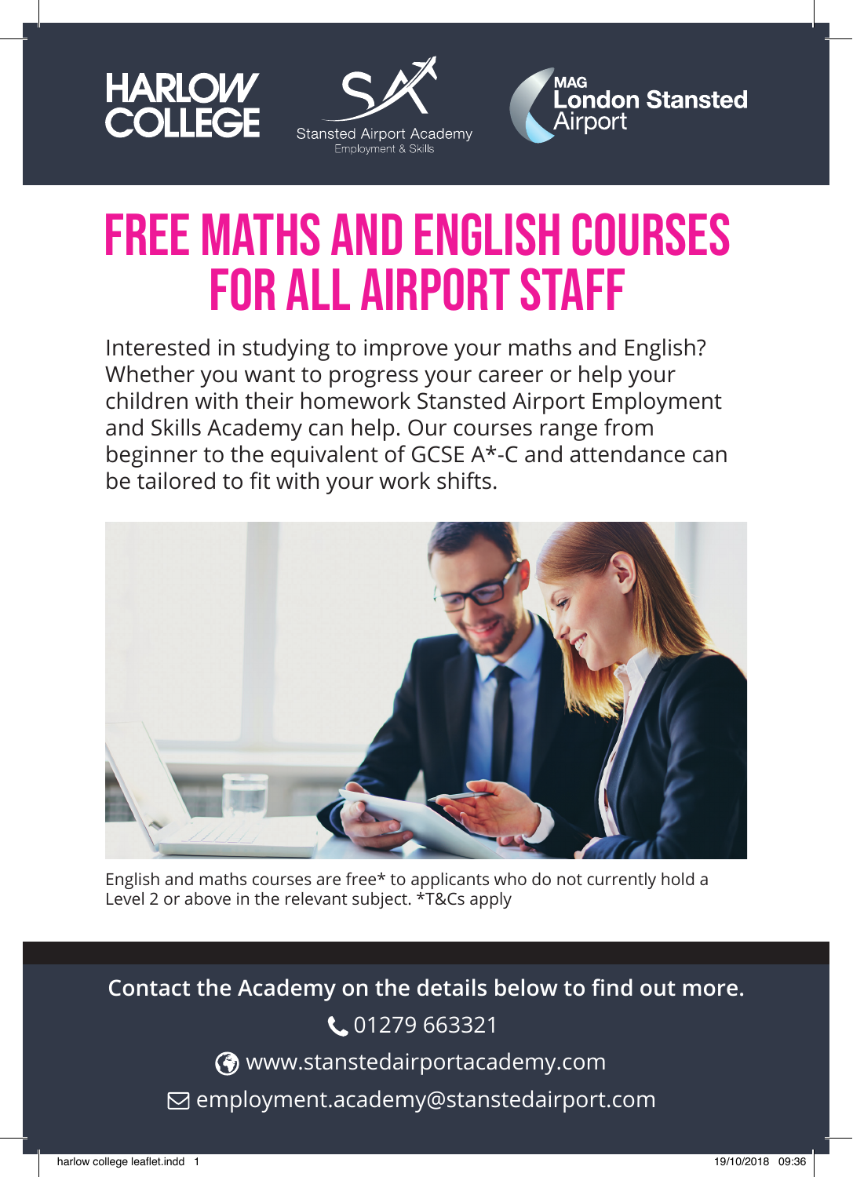HARLOW COLLEGE

Stansted Airport Academy
Employment & Skills

MAG London Stansted Airport

# FREE MATHS AND ENGLISH COURSES FOR ALL AIRPORT STAFF

Interested in studying to improve your maths and English? Whether you want to progress your career or help your children with their homework Stansted Airport Employment and Skills Academy can help. Our courses range from beginner to the equivalent of GCSE A*-C and attendance can be tailored to fit with your work shifts.

English and maths courses are free* to applicants who do not currently hold a Level 2 or above in the relevant subject. *T&Cs apply

**Contact the Academy on the details below to find out more.**

01279 663321

www.stanstedairportacademy.com

employment.academy@stanstedairport.com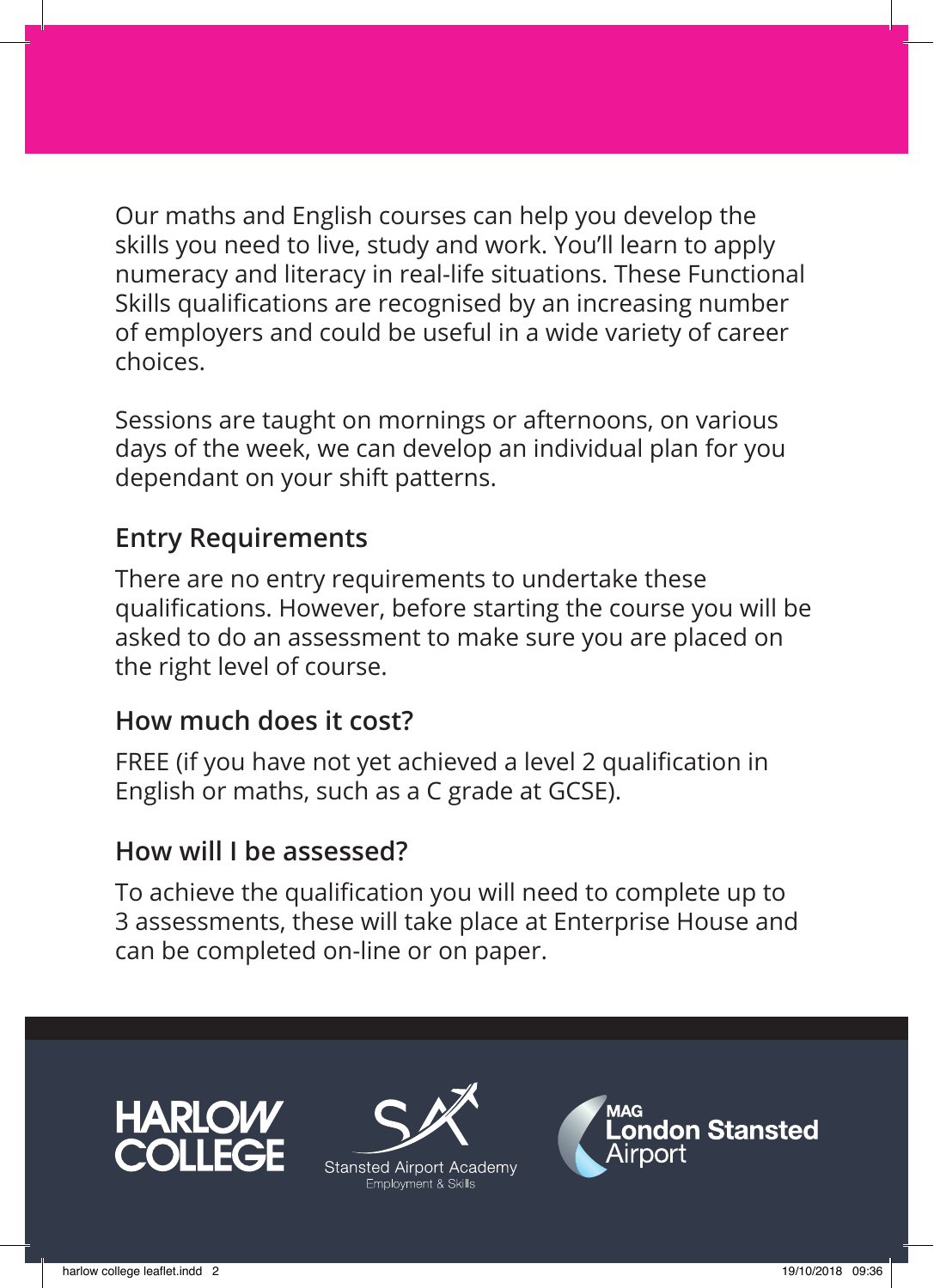Our maths and English courses can help you develop the skills you need to live, study and work. You'll learn to apply numeracy and literacy in real-life situations. These Functional Skills qualifications are recognised by an increasing number of employers and could be useful in a wide variety of career choices.

Sessions are taught on mornings or afternoons, on various days of the week, we can develop an individual plan for you dependant on your shift patterns.

## Entry Requirements

There are no entry requirements to undertake these qualifications. However, before starting the course you will be asked to do an assessment to make sure you are placed on the right level of course.

## How much does it cost?

FREE (if you have not yet achieved a level 2 qualification in English or maths, such as a C grade at GCSE).

## How will I be assessed?

To achieve the qualification you will need to complete up to 3 assessments, these will take place at Enterprise House and can be completed on-line or on paper.

HARLOW COLLEGE

Stansted Airport Academy
Employment & Skills

MAG
London Stansted Airport